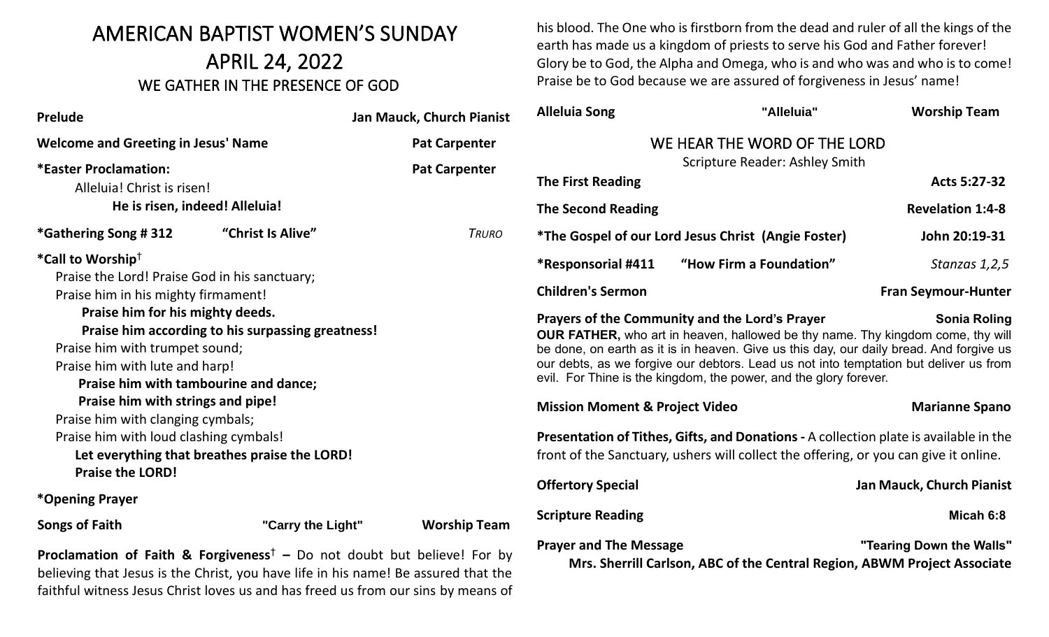# AMERICAN BAPTIST WOMEN'S SUNDAY

# APRIL 24, 2022

## WE GATHER IN THE PRESENCE OF GOD

**Prelude** — **Jan Mauck, Church Pianist**

**Welcome and Greeting in Jesus' Name** — **Pat Carpenter**

**\*Easter Proclamation:** — **Pat Carpenter**

Alleluia! Christ is risen!

**He is risen, indeed! Alleluia!**

**\*Gathering Song # 312** — **"Christ Is Alive"** — *TRURO*

**\*Call to Worship**†

Praise the Lord! Praise God in his sanctuary;
Praise him in his mighty firmament!

**Praise him for his mighty deeds.**
**Praise him according to his surpassing greatness!**

Praise him with trumpet sound;
Praise him with lute and harp!

**Praise him with tambourine and dance;**
**Praise him with strings and pipe!**

Praise him with clanging cymbals;
Praise him with loud clashing cymbals!

**Let everything that breathes praise the LORD!**
**Praise the LORD!**

**\*Opening Prayer**

**Songs of Faith** — **"Carry the Light"** — **Worship Team**

**Proclamation of Faith & Forgiveness**† **–** Do not doubt but believe! For by believing that Jesus is the Christ, you have life in his name! Be assured that the faithful witness Jesus Christ loves us and has freed us from our sins by means of his blood. The One who is firstborn from the dead and ruler of all the kings of the earth has made us a kingdom of priests to serve his God and Father forever! Glory be to God, the Alpha and Omega, who is and who was and who is to come! Praise be to God because we are assured of forgiveness in Jesus' name!

**Alleluia Song** — **"Alleluia"** — **Worship Team**

## WE HEAR THE WORD OF THE LORD

Scripture Reader: Ashley Smith

**The First Reading** — **Acts 5:27-32**

**The Second Reading** — **Revelation 1:4-8**

**\*The Gospel of our Lord Jesus Christ (Angie Foster)** — **John 20:19-31**

**\*Responsorial #411** — **"How Firm a Foundation"** — *Stanzas 1,2,5*

**Children's Sermon** — **Fran Seymour-Hunter**

**Prayers of the Community and the Lord's Prayer** — **Sonia Roling**

**OUR FATHER,** who art in heaven, hallowed be thy name. Thy kingdom come, thy will be done, on earth as it is in heaven. Give us this day, our daily bread. And forgive us our debts, as we forgive our debtors. Lead us not into temptation but deliver us from evil. For Thine is the kingdom, the power, and the glory forever.

**Mission Moment & Project Video** — **Marianne Spano**

**Presentation of Tithes, Gifts, and Donations -** A collection plate is available in the front of the Sanctuary, ushers will collect the offering, or you can give it online.

**Offertory Special** — **Jan Mauck, Church Pianist**

**Scripture Reading** — **Micah 6:8**

**Prayer and The Message** — **"Tearing Down the Walls"**

**Mrs. Sherrill Carlson, ABC of the Central Region, ABWM Project Associate**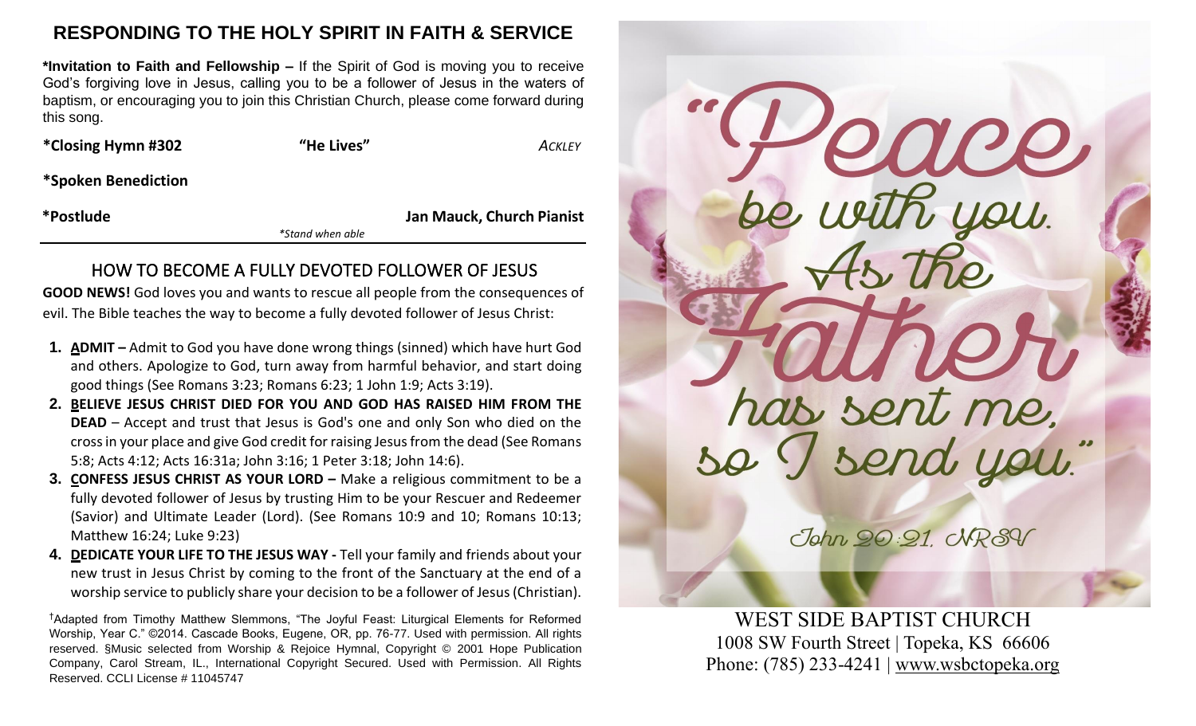## RESPONDING TO THE HOLY SPIRIT IN FAITH & SERVICE

**\*Invitation to Faith and Fellowship –** If the Spirit of God is moving you to receive God's forgiving love in Jesus, calling you to be a follower of Jesus in the waters of baptism, or encouraging you to join this Christian Church, please come forward during this song.

**\*Closing Hymn #302** **"He Lives"** *ACKLEY*

**\*Spoken Benediction**

**\*Postlude** **Jan Mauck, Church Pianist**

*\*Stand when able*

## HOW TO BECOME A FULLY DEVOTED FOLLOWER OF JESUS

**GOOD NEWS!** God loves you and wants to rescue all people from the consequences of evil. The Bible teaches the way to become a fully devoted follower of Jesus Christ:

1. **ADMIT –** Admit to God you have done wrong things (sinned) which have hurt God and others. Apologize to God, turn away from harmful behavior, and start doing good things (See Romans 3:23; Romans 6:23; 1 John 1:9; Acts 3:19).
2. **BELIEVE JESUS CHRIST DIED FOR YOU AND GOD HAS RAISED HIM FROM THE DEAD** – Accept and trust that Jesus is God's one and only Son who died on the cross in your place and give God credit for raising Jesus from the dead (See Romans 5:8; Acts 4:12; Acts 16:31a; John 3:16; 1 Peter 3:18; John 14:6).
3. **CONFESS JESUS CHRIST AS YOUR LORD –** Make a religious commitment to be a fully devoted follower of Jesus by trusting Him to be your Rescuer and Redeemer (Savior) and Ultimate Leader (Lord). (See Romans 10:9 and 10; Romans 10:13; Matthew 16:24; Luke 9:23)
4. **DEDICATE YOUR LIFE TO THE JESUS WAY -** Tell your family and friends about your new trust in Jesus Christ by coming to the front of the Sanctuary at the end of a worship service to publicly share your decision to be a follower of Jesus (Christian).

†Adapted from Timothy Matthew Slemmons, "The Joyful Feast: Liturgical Elements for Reformed Worship, Year C." ©2014. Cascade Books, Eugene, OR, pp. 76-77. Used with permission. All rights reserved. §Music selected from Worship & Rejoice Hymnal, Copyright © 2001 Hope Publication Company, Carol Stream, IL., International Copyright Secured. Used with Permission. All Rights Reserved. CCLI License # 11045747

"Peace be with you. As the Father has sent me, so I send you."

John 20:21, NRSV

WEST SIDE BAPTIST CHURCH
1008 SW Fourth Street | Topeka, KS 66606
Phone: (785) 233-4241 | www.wsbctopeka.org